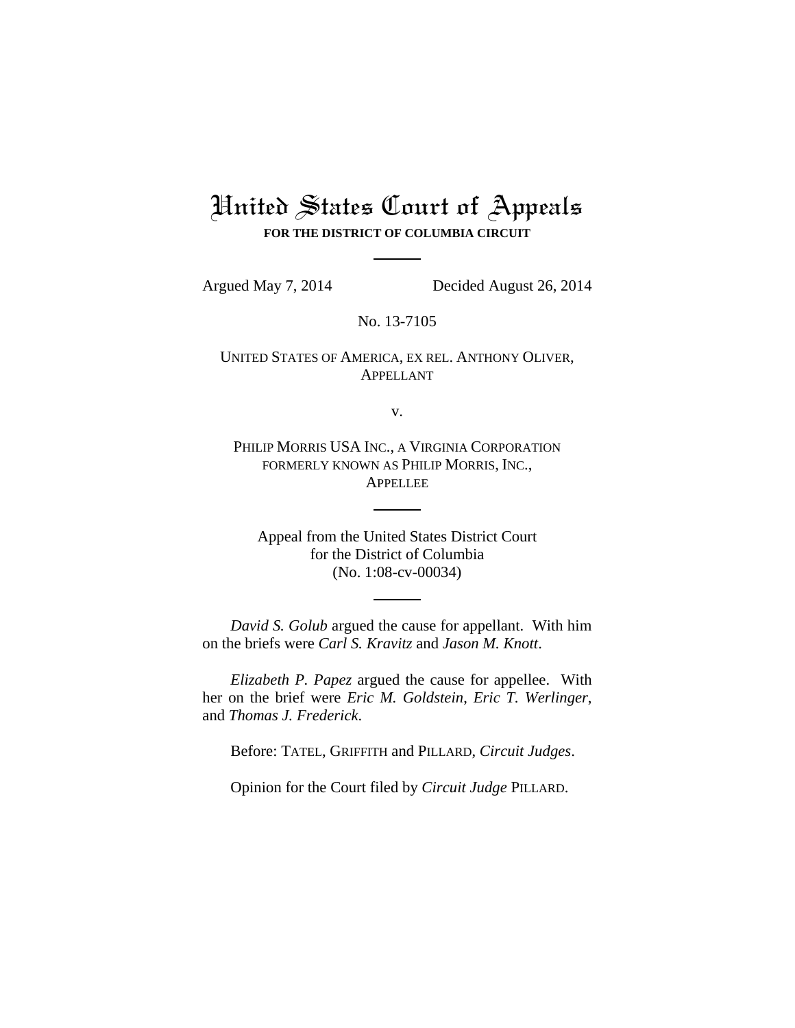# United States Court of Appeals

**FOR THE DISTRICT OF COLUMBIA CIRCUIT**

---

Argued May 7, 2014 Decided August 26, 2014

No. 13-7105

UNITED STATES OF AMERICA, EX REL. ANTHONY OLIVER,
APPELLANT

v.

PHILIP MORRIS USA INC., A VIRGINIA CORPORATION
FORMERLY KNOWN AS PHILIP MORRIS, INC.,
APPELLEE

---

Appeal from the United States District Court
for the District of Columbia
(No. 1:08-cv-00034)

---

*David S. Golub* argued the cause for appellant. With him on the briefs were *Carl S. Kravitz* and *Jason M. Knott*.

*Elizabeth P. Papez* argued the cause for appellee. With her on the brief were *Eric M. Goldstein*, *Eric T. Werlinger*, and *Thomas J. Frederick*.

Before: TATEL, GRIFFITH and PILLARD, *Circuit Judges*.

Opinion for the Court filed by *Circuit Judge* PILLARD.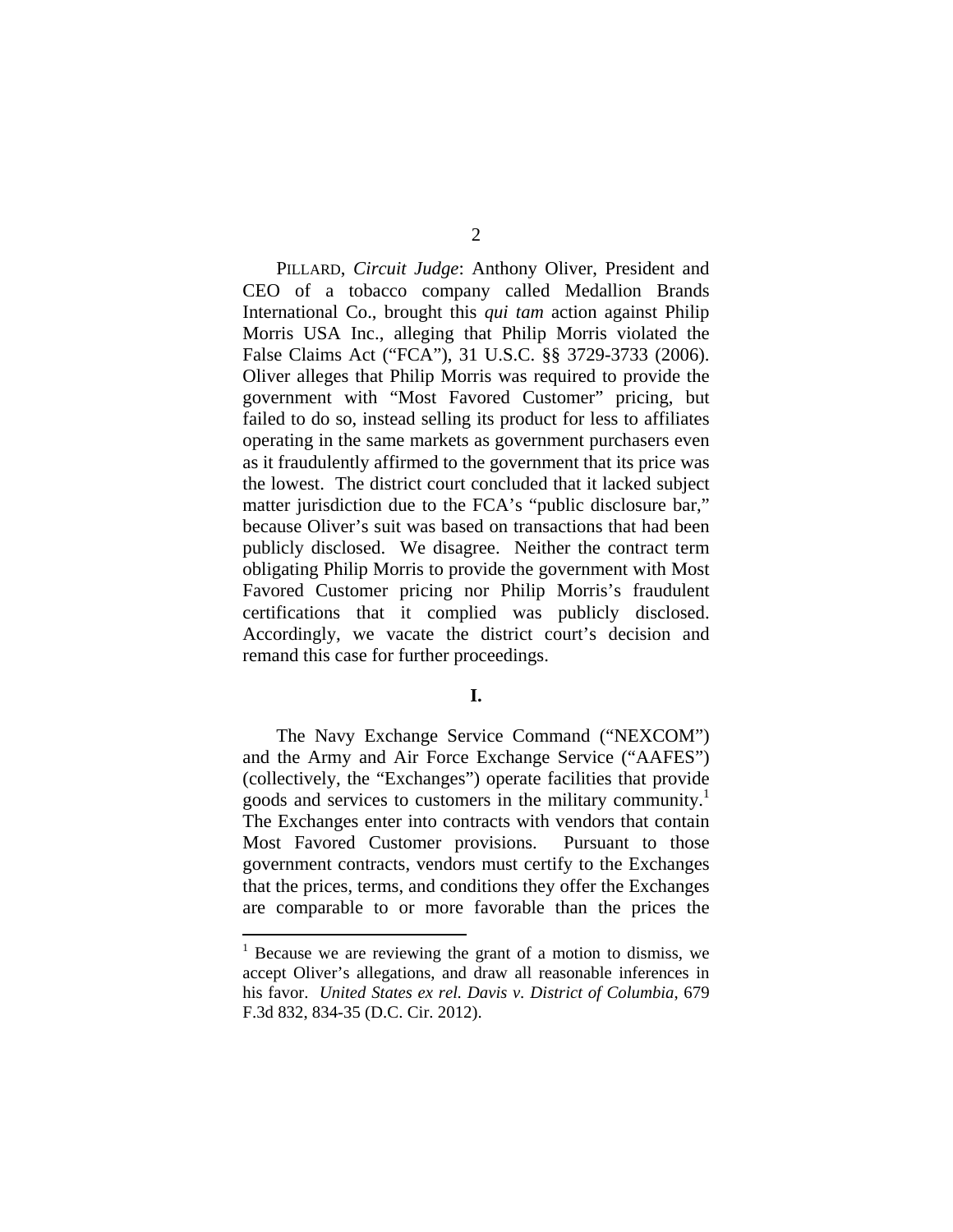PILLARD, *Circuit Judge*: Anthony Oliver, President and CEO of a tobacco company called Medallion Brands International Co., brought this *qui tam* action against Philip Morris USA Inc., alleging that Philip Morris violated the False Claims Act ("FCA"), 31 U.S.C. §§ 3729-3733 (2006). Oliver alleges that Philip Morris was required to provide the government with "Most Favored Customer" pricing, but failed to do so, instead selling its product for less to affiliates operating in the same markets as government purchasers even as it fraudulently affirmed to the government that its price was the lowest. The district court concluded that it lacked subject matter jurisdiction due to the FCA's "public disclosure bar," because Oliver's suit was based on transactions that had been publicly disclosed. We disagree. Neither the contract term obligating Philip Morris to provide the government with Most Favored Customer pricing nor Philip Morris's fraudulent certifications that it complied was publicly disclosed. Accordingly, we vacate the district court's decision and remand this case for further proceedings.

## I.

The Navy Exchange Service Command ("NEXCOM") and the Army and Air Force Exchange Service ("AAFES") (collectively, the "Exchanges") operate facilities that provide goods and services to customers in the military community.[1] The Exchanges enter into contracts with vendors that contain Most Favored Customer provisions. Pursuant to those government contracts, vendors must certify to the Exchanges that the prices, terms, and conditions they offer the Exchanges are comparable to or more favorable than the prices the

[1] Because we are reviewing the grant of a motion to dismiss, we accept Oliver's allegations, and draw all reasonable inferences in his favor. *United States ex rel. Davis v. District of Columbia*, 679 F.3d 832, 834-35 (D.C. Cir. 2012).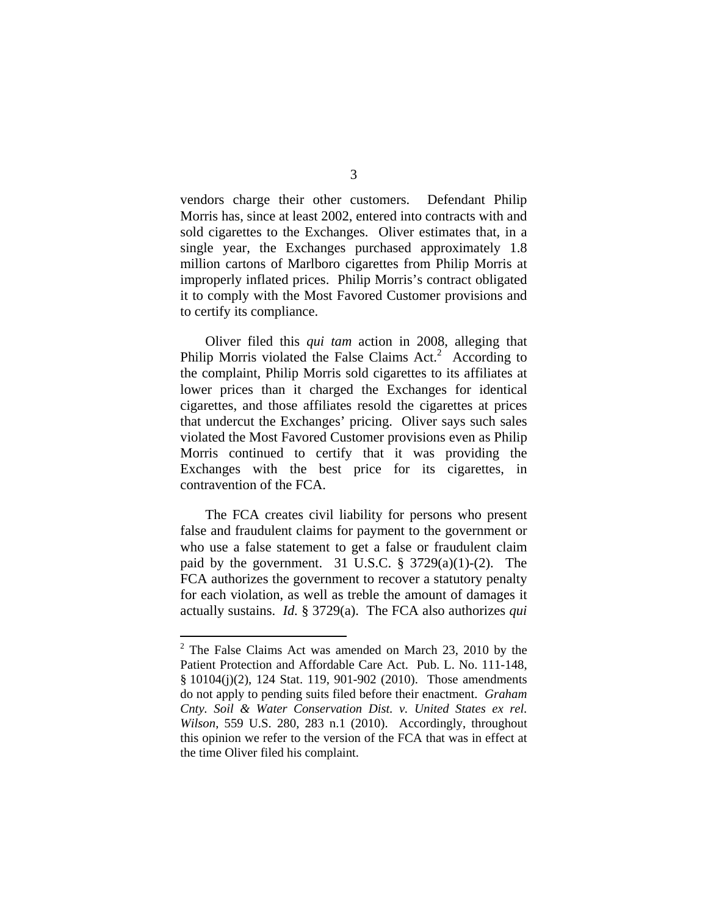vendors charge their other customers. Defendant Philip Morris has, since at least 2002, entered into contracts with and sold cigarettes to the Exchanges. Oliver estimates that, in a single year, the Exchanges purchased approximately 1.8 million cartons of Marlboro cigarettes from Philip Morris at improperly inflated prices. Philip Morris's contract obligated it to comply with the Most Favored Customer provisions and to certify its compliance.

Oliver filed this *qui tam* action in 2008, alleging that Philip Morris violated the False Claims Act.[2] According to the complaint, Philip Morris sold cigarettes to its affiliates at lower prices than it charged the Exchanges for identical cigarettes, and those affiliates resold the cigarettes at prices that undercut the Exchanges' pricing. Oliver says such sales violated the Most Favored Customer provisions even as Philip Morris continued to certify that it was providing the Exchanges with the best price for its cigarettes, in contravention of the FCA.

The FCA creates civil liability for persons who present false and fraudulent claims for payment to the government or who use a false statement to get a false or fraudulent claim paid by the government. 31 U.S.C. § 3729(a)(1)-(2). The FCA authorizes the government to recover a statutory penalty for each violation, as well as treble the amount of damages it actually sustains. *Id.* § 3729(a). The FCA also authorizes *qui*

[2] The False Claims Act was amended on March 23, 2010 by the Patient Protection and Affordable Care Act. Pub. L. No. 111-148, § 10104(j)(2), 124 Stat. 119, 901-902 (2010). Those amendments do not apply to pending suits filed before their enactment. *Graham Cnty. Soil & Water Conservation Dist. v. United States ex rel. Wilson*, 559 U.S. 280, 283 n.1 (2010). Accordingly, throughout this opinion we refer to the version of the FCA that was in effect at the time Oliver filed his complaint.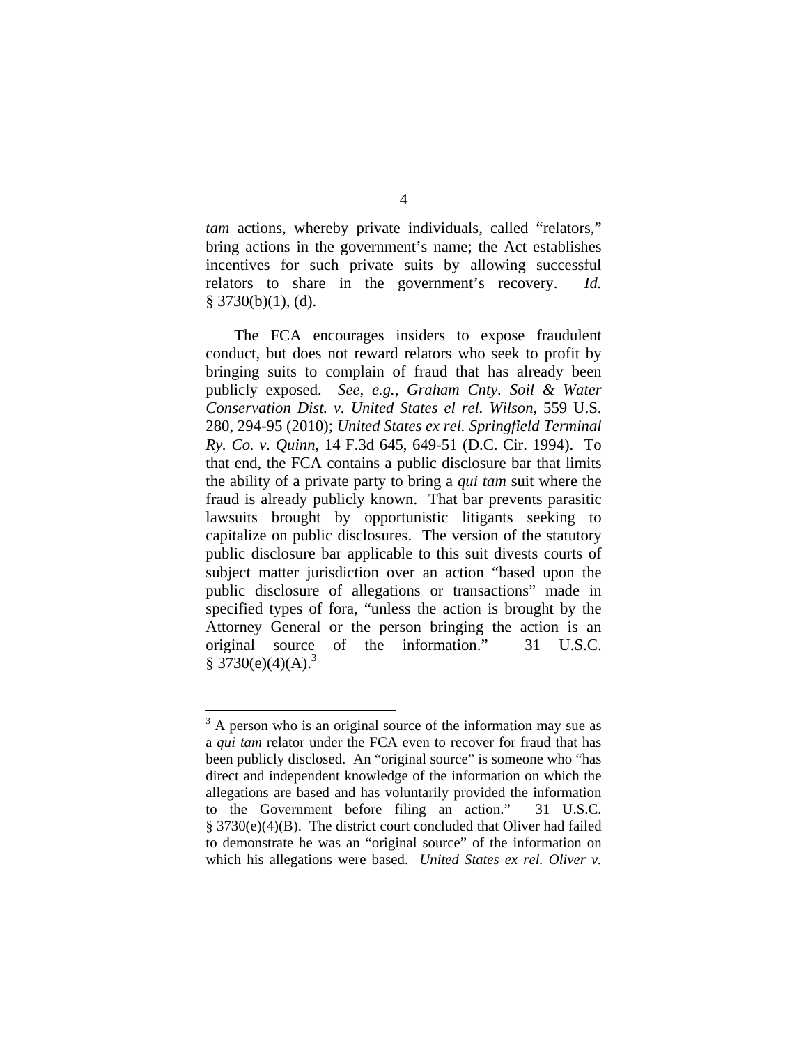*tam* actions, whereby private individuals, called "relators," bring actions in the government's name; the Act establishes incentives for such private suits by allowing successful relators to share in the government's recovery. *Id.* § 3730(b)(1), (d).

The FCA encourages insiders to expose fraudulent conduct, but does not reward relators who seek to profit by bringing suits to complain of fraud that has already been publicly exposed. *See, e.g.*, *Graham Cnty. Soil & Water Conservation Dist. v. United States el rel. Wilson*, 559 U.S. 280, 294-95 (2010); *United States ex rel. Springfield Terminal Ry. Co. v. Quinn*, 14 F.3d 645, 649-51 (D.C. Cir. 1994). To that end, the FCA contains a public disclosure bar that limits the ability of a private party to bring a *qui tam* suit where the fraud is already publicly known. That bar prevents parasitic lawsuits brought by opportunistic litigants seeking to capitalize on public disclosures. The version of the statutory public disclosure bar applicable to this suit divests courts of subject matter jurisdiction over an action "based upon the public disclosure of allegations or transactions" made in specified types of fora, "unless the action is brought by the Attorney General or the person bringing the action is an original source of the information." 31 U.S.C. § 3730(e)(4)(A).[3]

[3] A person who is an original source of the information may sue as a *qui tam* relator under the FCA even to recover for fraud that has been publicly disclosed. An "original source" is someone who "has direct and independent knowledge of the information on which the allegations are based and has voluntarily provided the information to the Government before filing an action." 31 U.S.C. § 3730(e)(4)(B). The district court concluded that Oliver had failed to demonstrate he was an "original source" of the information on which his allegations were based. *United States ex rel. Oliver v.*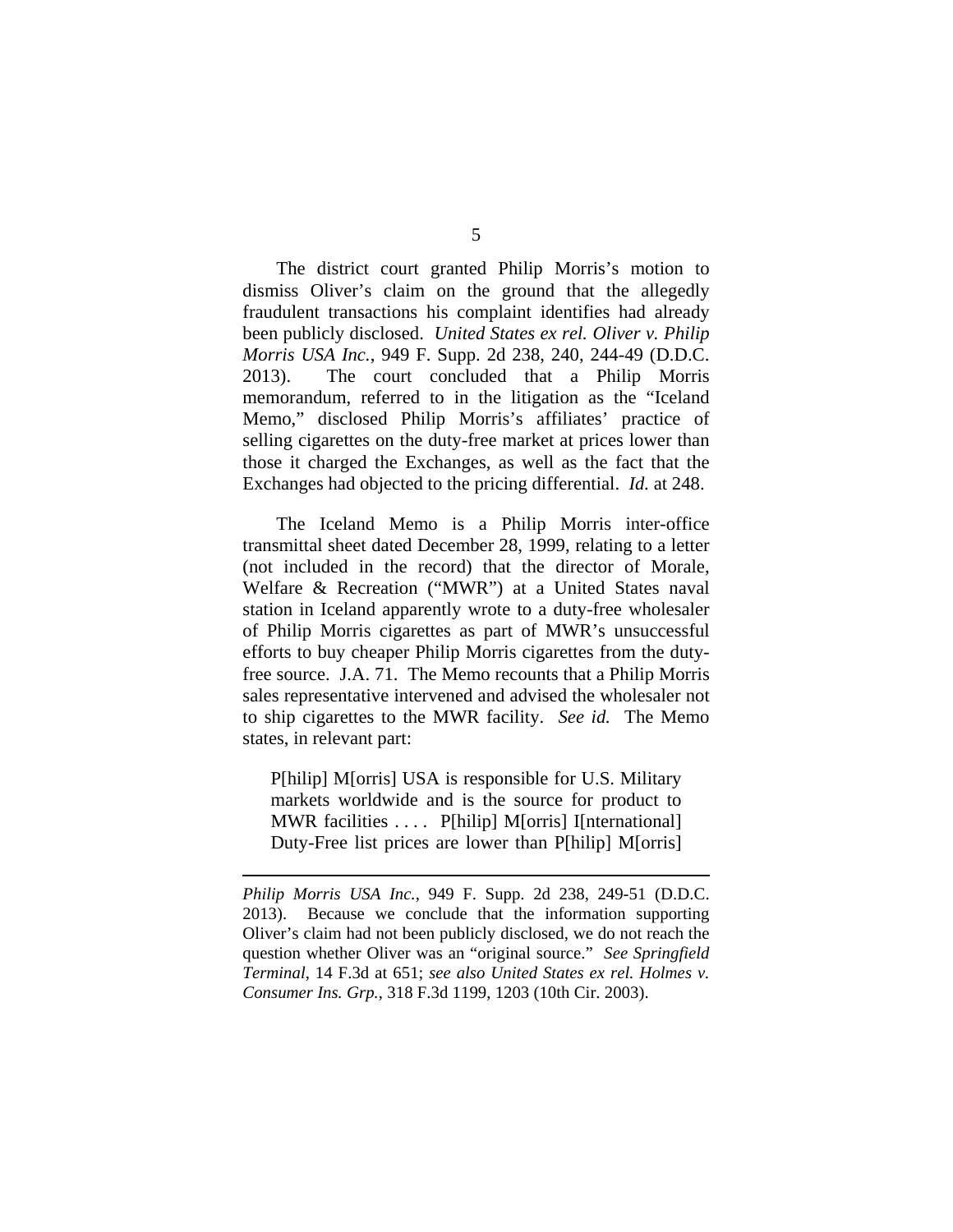The district court granted Philip Morris's motion to dismiss Oliver's claim on the ground that the allegedly fraudulent transactions his complaint identifies had already been publicly disclosed. *United States ex rel. Oliver v. Philip Morris USA Inc.*, 949 F. Supp. 2d 238, 240, 244-49 (D.D.C. 2013). The court concluded that a Philip Morris memorandum, referred to in the litigation as the "Iceland Memo," disclosed Philip Morris's affiliates' practice of selling cigarettes on the duty-free market at prices lower than those it charged the Exchanges, as well as the fact that the Exchanges had objected to the pricing differential. *Id.* at 248.

The Iceland Memo is a Philip Morris inter-office transmittal sheet dated December 28, 1999, relating to a letter (not included in the record) that the director of Morale, Welfare & Recreation ("MWR") at a United States naval station in Iceland apparently wrote to a duty-free wholesaler of Philip Morris cigarettes as part of MWR's unsuccessful efforts to buy cheaper Philip Morris cigarettes from the duty-free source. J.A. 71. The Memo recounts that a Philip Morris sales representative intervened and advised the wholesaler not to ship cigarettes to the MWR facility. *See id.* The Memo states, in relevant part:

> P[hilip] M[orris] USA is responsible for U.S. Military markets worldwide and is the source for product to MWR facilities . . . . P[hilip] M[orris] I[nternational] Duty-Free list prices are lower than P[hilip] M[orris]

---

*Philip Morris USA Inc.*, 949 F. Supp. 2d 238, 249-51 (D.D.C. 2013). Because we conclude that the information supporting Oliver's claim had not been publicly disclosed, we do not reach the question whether Oliver was an "original source." *See Springfield Terminal*, 14 F.3d at 651; *see also United States ex rel. Holmes v. Consumer Ins. Grp.*, 318 F.3d 1199, 1203 (10th Cir. 2003).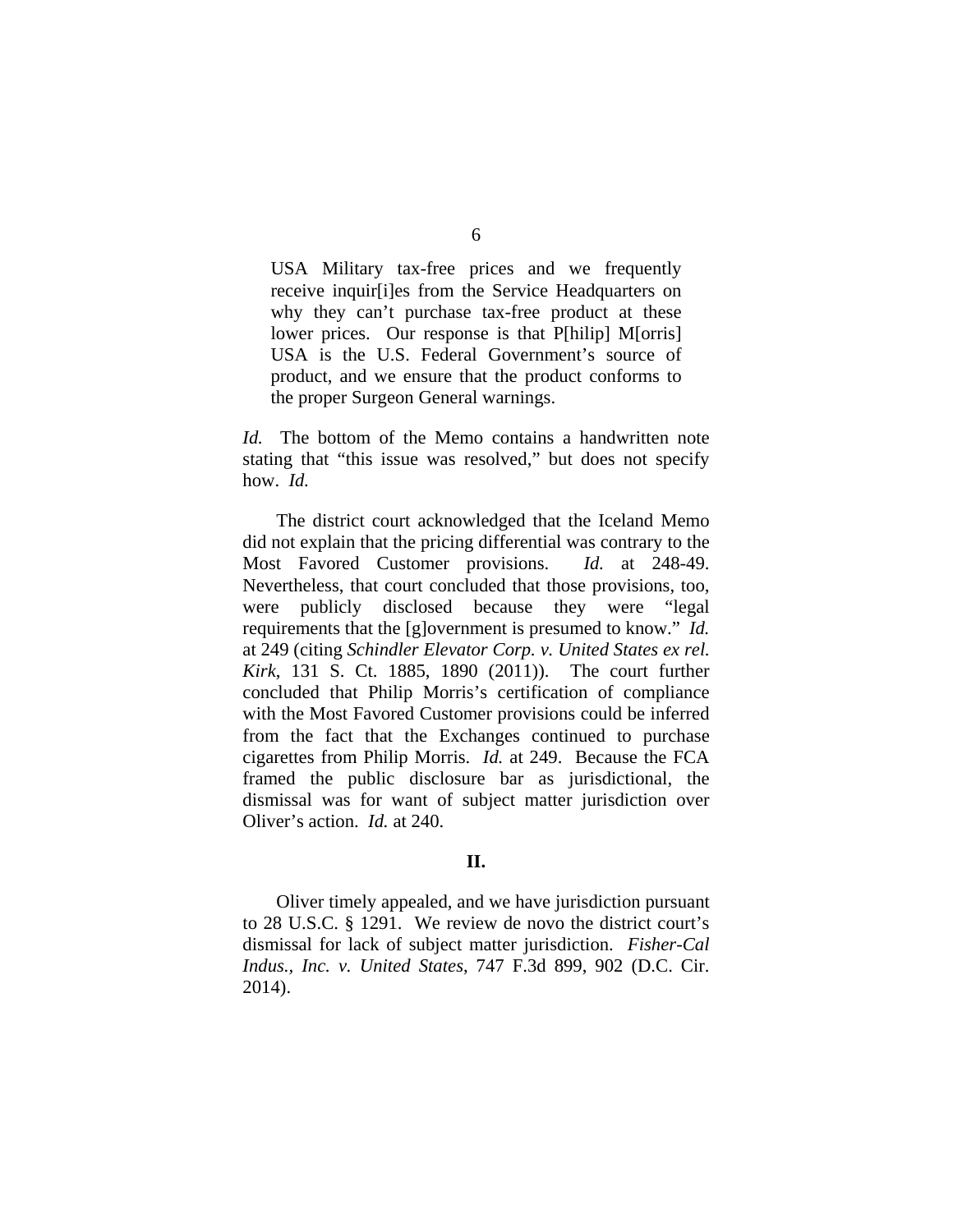> USA Military tax-free prices and we frequently receive inquir[i]es from the Service Headquarters on why they can't purchase tax-free product at these lower prices. Our response is that P[hilip] M[orris] USA is the U.S. Federal Government's source of product, and we ensure that the product conforms to the proper Surgeon General warnings.

*Id.* The bottom of the Memo contains a handwritten note stating that "this issue was resolved," but does not specify how. *Id.*

The district court acknowledged that the Iceland Memo did not explain that the pricing differential was contrary to the Most Favored Customer provisions. *Id.* at 248-49. Nevertheless, that court concluded that those provisions, too, were publicly disclosed because they were "legal requirements that the [g]overnment is presumed to know." *Id.* at 249 (citing *Schindler Elevator Corp. v. United States ex rel. Kirk*, 131 S. Ct. 1885, 1890 (2011)). The court further concluded that Philip Morris's certification of compliance with the Most Favored Customer provisions could be inferred from the fact that the Exchanges continued to purchase cigarettes from Philip Morris. *Id.* at 249. Because the FCA framed the public disclosure bar as jurisdictional, the dismissal was for want of subject matter jurisdiction over Oliver's action. *Id.* at 240.

## II.

Oliver timely appealed, and we have jurisdiction pursuant to 28 U.S.C. § 1291. We review de novo the district court's dismissal for lack of subject matter jurisdiction. *Fisher-Cal Indus., Inc. v. United States*, 747 F.3d 899, 902 (D.C. Cir. 2014).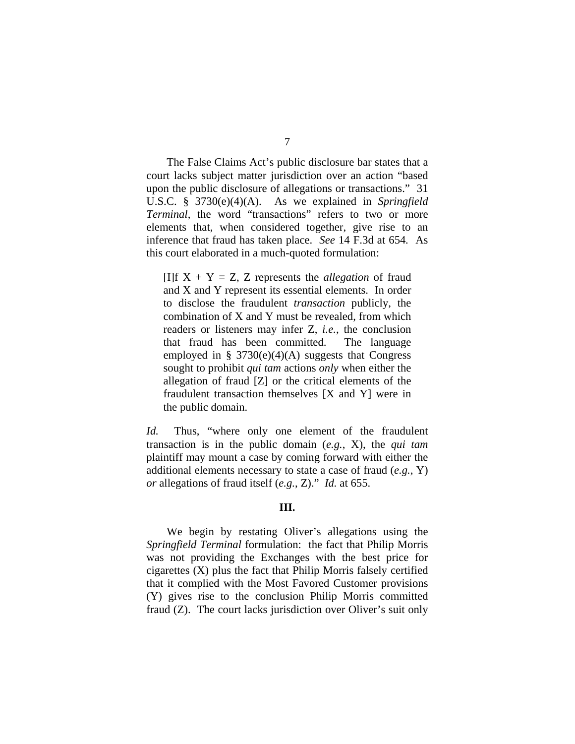The False Claims Act's public disclosure bar states that a court lacks subject matter jurisdiction over an action "based upon the public disclosure of allegations or transactions." 31 U.S.C. § 3730(e)(4)(A). As we explained in *Springfield Terminal*, the word "transactions" refers to two or more elements that, when considered together, give rise to an inference that fraud has taken place. *See* 14 F.3d at 654. As this court elaborated in a much-quoted formulation:

> [I]f X + Y = Z, Z represents the *allegation* of fraud and X and Y represent its essential elements. In order to disclose the fraudulent *transaction* publicly, the combination of X and Y must be revealed, from which readers or listeners may infer Z, *i.e.*, the conclusion that fraud has been committed. The language employed in § 3730(e)(4)(A) suggests that Congress sought to prohibit *qui tam* actions *only* when either the allegation of fraud [Z] or the critical elements of the fraudulent transaction themselves [X and Y] were in the public domain.

*Id.* Thus, "where only one element of the fraudulent transaction is in the public domain (*e.g.*, X), the *qui tam* plaintiff may mount a case by coming forward with either the additional elements necessary to state a case of fraud (*e.g.*, Y) *or* allegations of fraud itself (*e.g.*, Z)." *Id.* at 655.

## III.

We begin by restating Oliver's allegations using the *Springfield Terminal* formulation: the fact that Philip Morris was not providing the Exchanges with the best price for cigarettes (X) plus the fact that Philip Morris falsely certified that it complied with the Most Favored Customer provisions (Y) gives rise to the conclusion Philip Morris committed fraud (Z). The court lacks jurisdiction over Oliver's suit only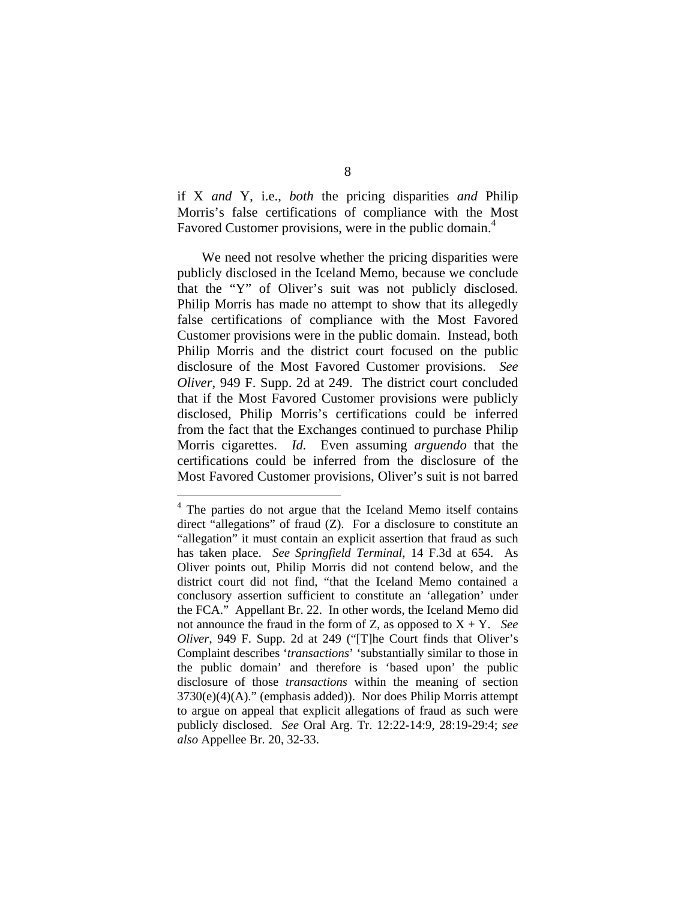if X *and* Y, i.e., *both* the pricing disparities *and* Philip Morris's false certifications of compliance with the Most Favored Customer provisions, were in the public domain.[4]

We need not resolve whether the pricing disparities were publicly disclosed in the Iceland Memo, because we conclude that the "Y" of Oliver's suit was not publicly disclosed. Philip Morris has made no attempt to show that its allegedly false certifications of compliance with the Most Favored Customer provisions were in the public domain. Instead, both Philip Morris and the district court focused on the public disclosure of the Most Favored Customer provisions. *See Oliver*, 949 F. Supp. 2d at 249. The district court concluded that if the Most Favored Customer provisions were publicly disclosed, Philip Morris's certifications could be inferred from the fact that the Exchanges continued to purchase Philip Morris cigarettes. *Id.* Even assuming *arguendo* that the certifications could be inferred from the disclosure of the Most Favored Customer provisions, Oliver's suit is not barred

[4] The parties do not argue that the Iceland Memo itself contains direct "allegations" of fraud (Z). For a disclosure to constitute an "allegation" it must contain an explicit assertion that fraud as such has taken place. *See Springfield Terminal*, 14 F.3d at 654. As Oliver points out, Philip Morris did not contend below, and the district court did not find, "that the Iceland Memo contained a conclusory assertion sufficient to constitute an 'allegation' under the FCA." Appellant Br. 22. In other words, the Iceland Memo did not announce the fraud in the form of Z, as opposed to X + Y. *See Oliver*, 949 F. Supp. 2d at 249 ("[T]he Court finds that Oliver's Complaint describes '*transactions*' 'substantially similar to those in the public domain' and therefore is 'based upon' the public disclosure of those *transactions* within the meaning of section 3730(e)(4)(A)." (emphasis added)). Nor does Philip Morris attempt to argue on appeal that explicit allegations of fraud as such were publicly disclosed. *See* Oral Arg. Tr. 12:22-14:9, 28:19-29:4; *see also* Appellee Br. 20, 32-33.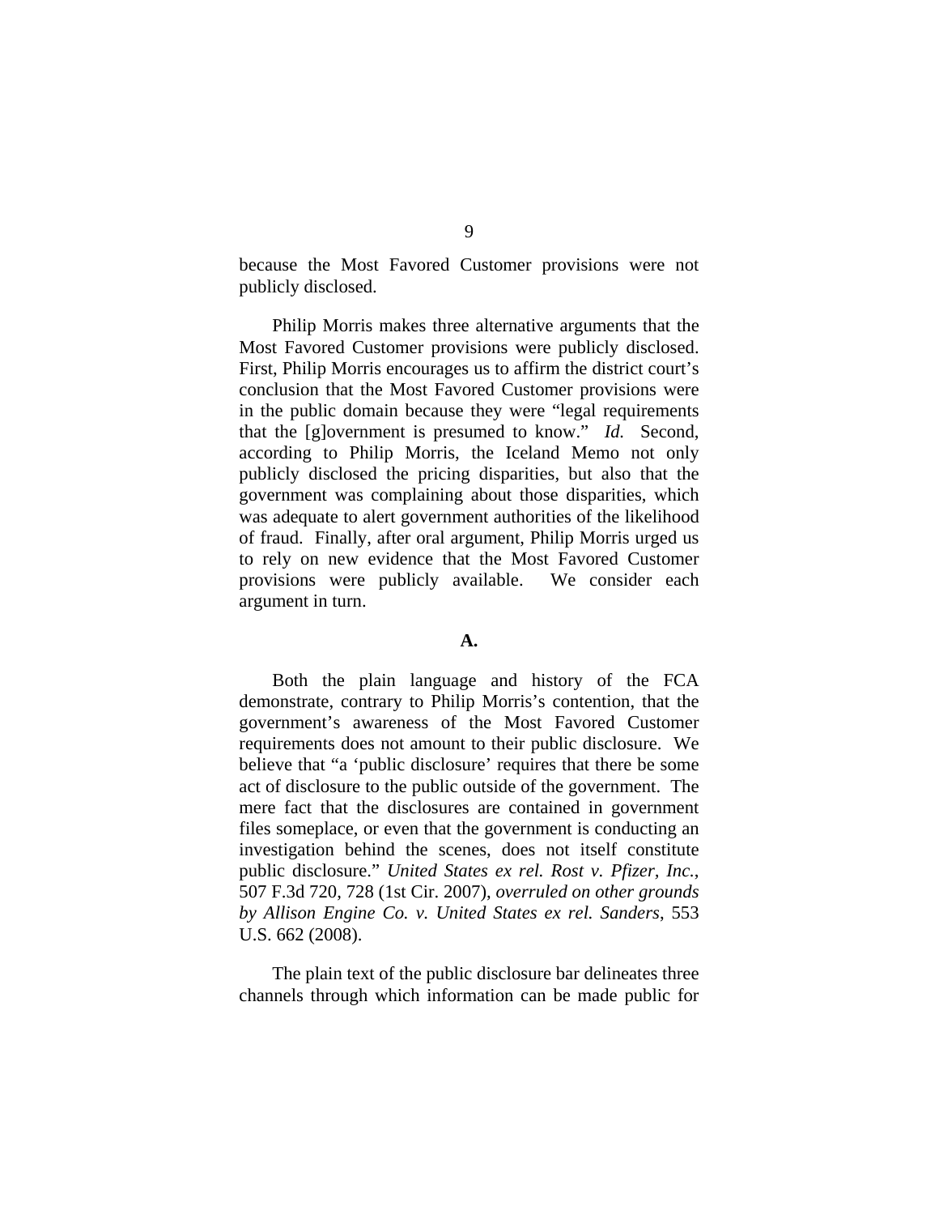because the Most Favored Customer provisions were not publicly disclosed.

Philip Morris makes three alternative arguments that the Most Favored Customer provisions were publicly disclosed. First, Philip Morris encourages us to affirm the district court's conclusion that the Most Favored Customer provisions were in the public domain because they were "legal requirements that the [g]overnment is presumed to know." *Id.* Second, according to Philip Morris, the Iceland Memo not only publicly disclosed the pricing disparities, but also that the government was complaining about those disparities, which was adequate to alert government authorities of the likelihood of fraud. Finally, after oral argument, Philip Morris urged us to rely on new evidence that the Most Favored Customer provisions were publicly available. We consider each argument in turn.

**A.**

Both the plain language and history of the FCA demonstrate, contrary to Philip Morris's contention, that the government's awareness of the Most Favored Customer requirements does not amount to their public disclosure. We believe that "a 'public disclosure' requires that there be some act of disclosure to the public outside of the government. The mere fact that the disclosures are contained in government files someplace, or even that the government is conducting an investigation behind the scenes, does not itself constitute public disclosure." *United States ex rel. Rost v. Pfizer, Inc.*, 507 F.3d 720, 728 (1st Cir. 2007), *overruled on other grounds by Allison Engine Co. v. United States ex rel. Sanders*, 553 U.S. 662 (2008).

The plain text of the public disclosure bar delineates three channels through which information can be made public for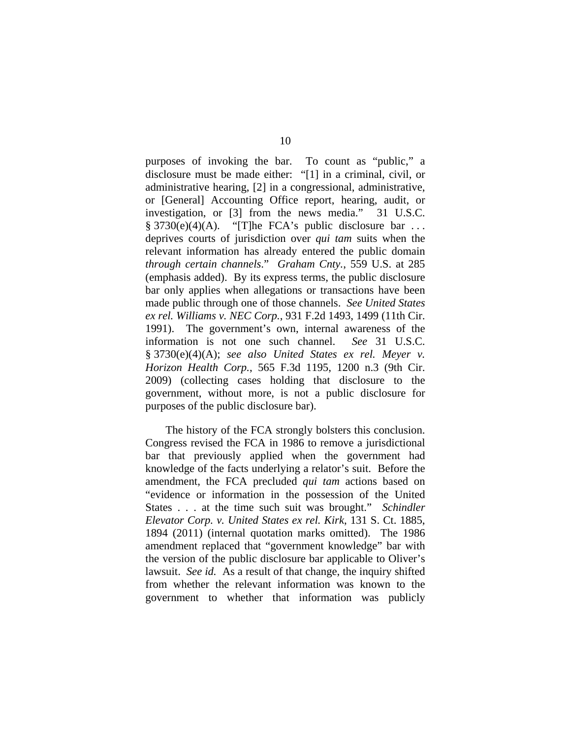purposes of invoking the bar. To count as "public," a disclosure must be made either: "[1] in a criminal, civil, or administrative hearing, [2] in a congressional, administrative, or [General] Accounting Office report, hearing, audit, or investigation, or [3] from the news media." 31 U.S.C. § 3730(e)(4)(A). "[T]he FCA's public disclosure bar . . . deprives courts of jurisdiction over *qui tam* suits when the relevant information has already entered the public domain *through certain channels*." *Graham Cnty.*, 559 U.S. at 285 (emphasis added). By its express terms, the public disclosure bar only applies when allegations or transactions have been made public through one of those channels. *See United States ex rel. Williams v. NEC Corp.*, 931 F.2d 1493, 1499 (11th Cir. 1991). The government's own, internal awareness of the information is not one such channel. *See* 31 U.S.C. § 3730(e)(4)(A); *see also United States ex rel. Meyer v. Horizon Health Corp.*, 565 F.3d 1195, 1200 n.3 (9th Cir. 2009) (collecting cases holding that disclosure to the government, without more, is not a public disclosure for purposes of the public disclosure bar).

The history of the FCA strongly bolsters this conclusion. Congress revised the FCA in 1986 to remove a jurisdictional bar that previously applied when the government had knowledge of the facts underlying a relator's suit. Before the amendment, the FCA precluded *qui tam* actions based on "evidence or information in the possession of the United States . . . at the time such suit was brought." *Schindler Elevator Corp. v. United States ex rel. Kirk*, 131 S. Ct. 1885, 1894 (2011) (internal quotation marks omitted). The 1986 amendment replaced that "government knowledge" bar with the version of the public disclosure bar applicable to Oliver's lawsuit. *See id.* As a result of that change, the inquiry shifted from whether the relevant information was known to the government to whether that information was publicly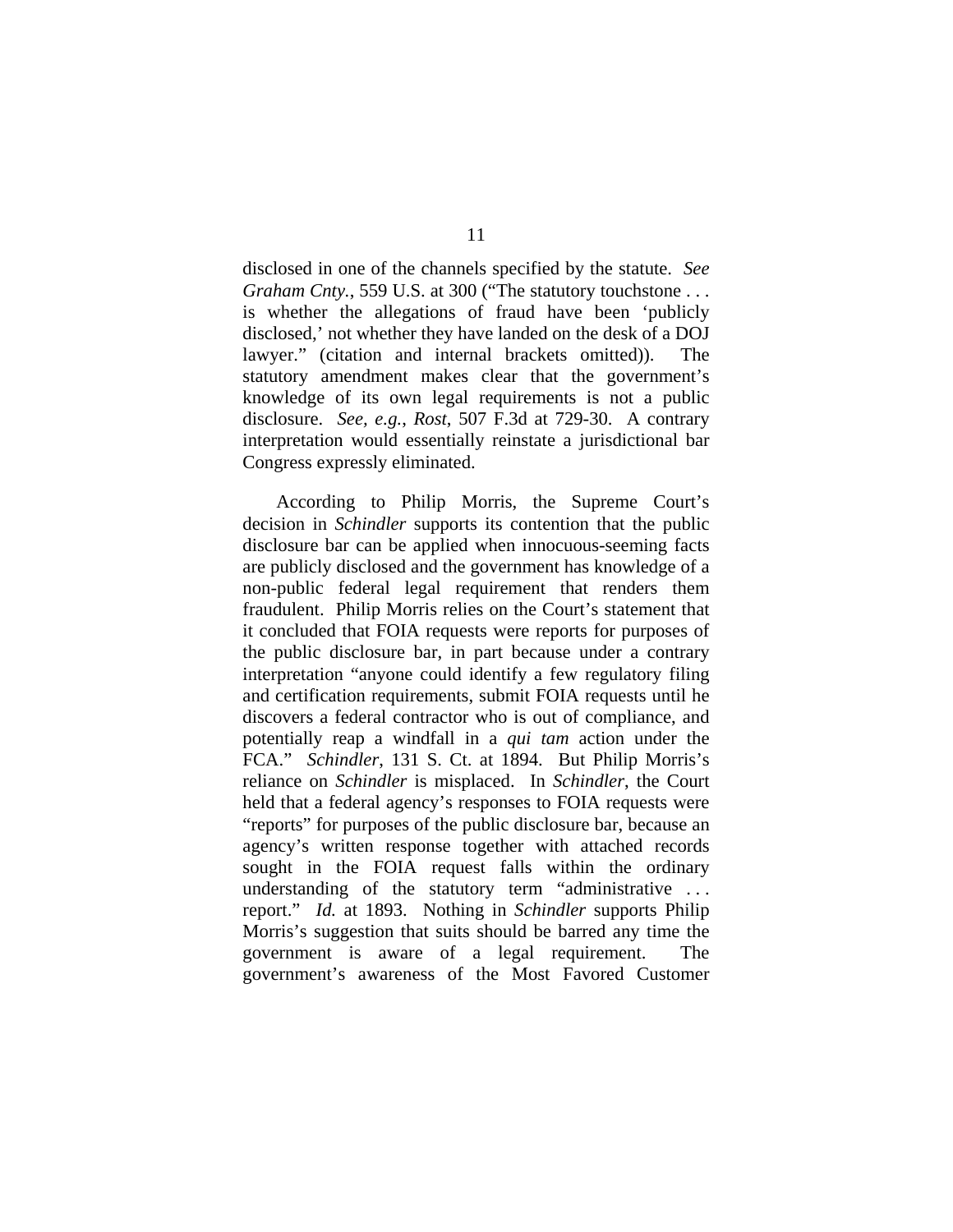disclosed in one of the channels specified by the statute. *See Graham Cnty.*, 559 U.S. at 300 ("The statutory touchstone . . . is whether the allegations of fraud have been 'publicly disclosed,' not whether they have landed on the desk of a DOJ lawyer." (citation and internal brackets omitted)). The statutory amendment makes clear that the government's knowledge of its own legal requirements is not a public disclosure. *See, e.g.*, *Rost*, 507 F.3d at 729-30. A contrary interpretation would essentially reinstate a jurisdictional bar Congress expressly eliminated.

According to Philip Morris, the Supreme Court's decision in *Schindler* supports its contention that the public disclosure bar can be applied when innocuous-seeming facts are publicly disclosed and the government has knowledge of a non-public federal legal requirement that renders them fraudulent. Philip Morris relies on the Court's statement that it concluded that FOIA requests were reports for purposes of the public disclosure bar, in part because under a contrary interpretation "anyone could identify a few regulatory filing and certification requirements, submit FOIA requests until he discovers a federal contractor who is out of compliance, and potentially reap a windfall in a *qui tam* action under the FCA." *Schindler*, 131 S. Ct. at 1894. But Philip Morris's reliance on *Schindler* is misplaced. In *Schindler*, the Court held that a federal agency's responses to FOIA requests were "reports" for purposes of the public disclosure bar, because an agency's written response together with attached records sought in the FOIA request falls within the ordinary understanding of the statutory term "administrative . . . report." *Id.* at 1893. Nothing in *Schindler* supports Philip Morris's suggestion that suits should be barred any time the government is aware of a legal requirement. The government's awareness of the Most Favored Customer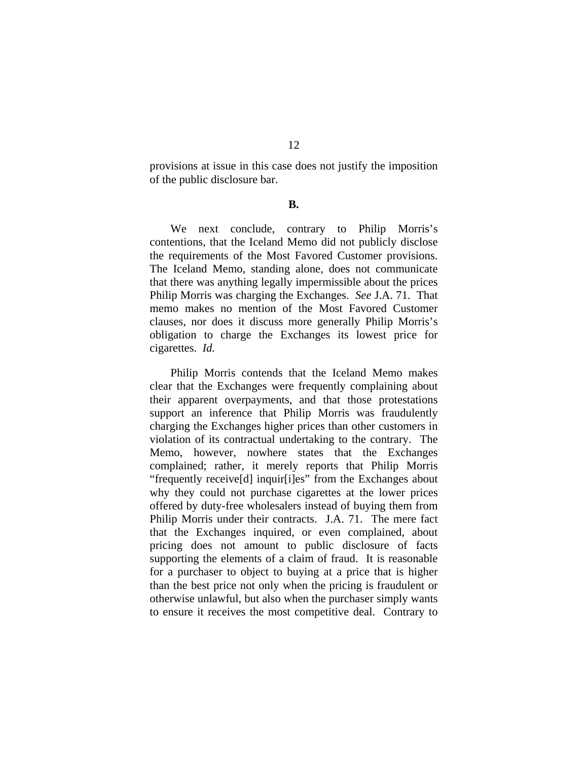provisions at issue in this case does not justify the imposition of the public disclosure bar.

**B.**

We next conclude, contrary to Philip Morris's contentions, that the Iceland Memo did not publicly disclose the requirements of the Most Favored Customer provisions. The Iceland Memo, standing alone, does not communicate that there was anything legally impermissible about the prices Philip Morris was charging the Exchanges. *See* J.A. 71. That memo makes no mention of the Most Favored Customer clauses, nor does it discuss more generally Philip Morris's obligation to charge the Exchanges its lowest price for cigarettes. *Id.*

Philip Morris contends that the Iceland Memo makes clear that the Exchanges were frequently complaining about their apparent overpayments, and that those protestations support an inference that Philip Morris was fraudulently charging the Exchanges higher prices than other customers in violation of its contractual undertaking to the contrary. The Memo, however, nowhere states that the Exchanges complained; rather, it merely reports that Philip Morris "frequently receive[d] inquir[i]es" from the Exchanges about why they could not purchase cigarettes at the lower prices offered by duty-free wholesalers instead of buying them from Philip Morris under their contracts. J.A. 71. The mere fact that the Exchanges inquired, or even complained, about pricing does not amount to public disclosure of facts supporting the elements of a claim of fraud. It is reasonable for a purchaser to object to buying at a price that is higher than the best price not only when the pricing is fraudulent or otherwise unlawful, but also when the purchaser simply wants to ensure it receives the most competitive deal. Contrary to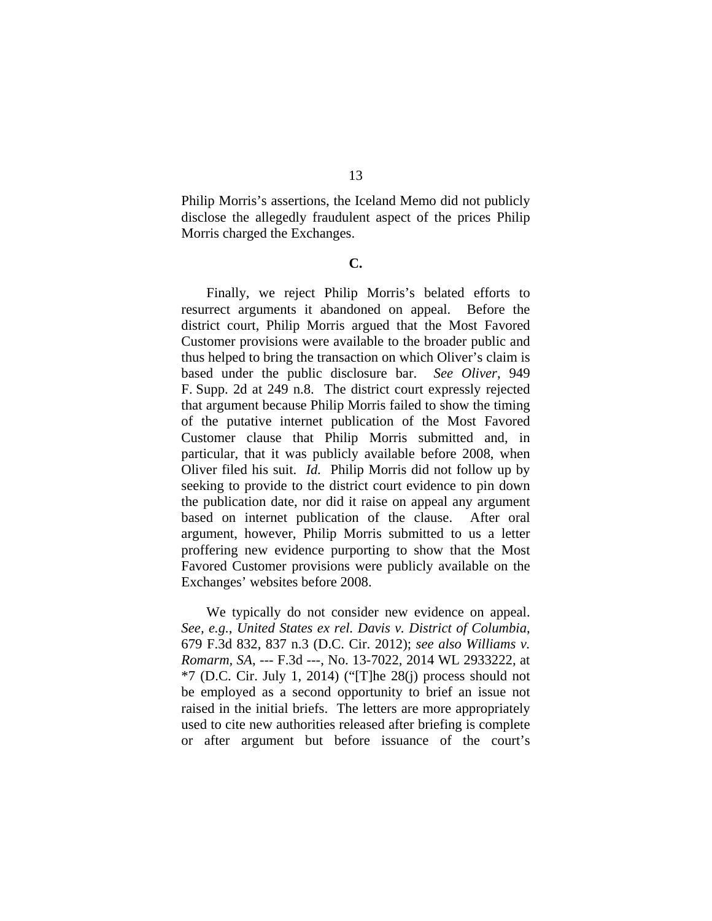Philip Morris's assertions, the Iceland Memo did not publicly disclose the allegedly fraudulent aspect of the prices Philip Morris charged the Exchanges.

**C.**

Finally, we reject Philip Morris's belated efforts to resurrect arguments it abandoned on appeal. Before the district court, Philip Morris argued that the Most Favored Customer provisions were available to the broader public and thus helped to bring the transaction on which Oliver's claim is based under the public disclosure bar. *See Oliver*, 949 F. Supp. 2d at 249 n.8. The district court expressly rejected that argument because Philip Morris failed to show the timing of the putative internet publication of the Most Favored Customer clause that Philip Morris submitted and, in particular, that it was publicly available before 2008, when Oliver filed his suit. *Id.* Philip Morris did not follow up by seeking to provide to the district court evidence to pin down the publication date, nor did it raise on appeal any argument based on internet publication of the clause. After oral argument, however, Philip Morris submitted to us a letter proffering new evidence purporting to show that the Most Favored Customer provisions were publicly available on the Exchanges' websites before 2008.

We typically do not consider new evidence on appeal. *See, e.g.*, *United States ex rel. Davis v. District of Columbia*, 679 F.3d 832, 837 n.3 (D.C. Cir. 2012); *see also Williams v. Romarm, SA*, --- F.3d ---, No. 13-7022, 2014 WL 2933222, at *7 (D.C. Cir. July 1, 2014) ("[T]he 28(j) process should not be employed as a second opportunity to brief an issue not raised in the initial briefs. The letters are more appropriately used to cite new authorities released after briefing is complete or after argument but before issuance of the court's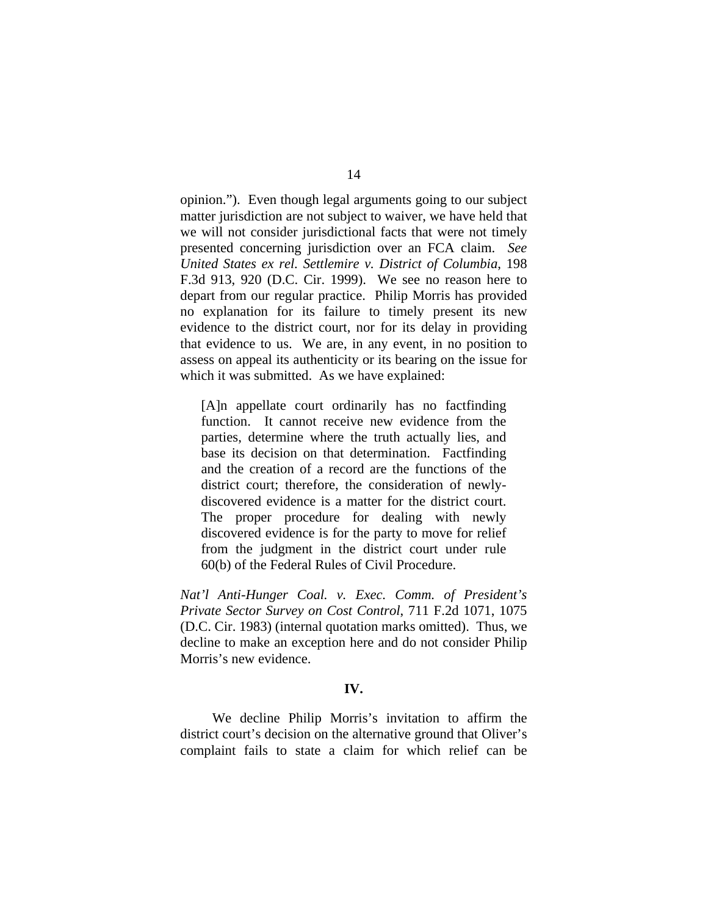opinion."). Even though legal arguments going to our subject matter jurisdiction are not subject to waiver, we have held that we will not consider jurisdictional facts that were not timely presented concerning jurisdiction over an FCA claim. *See United States ex rel. Settlemire v. District of Columbia*, 198 F.3d 913, 920 (D.C. Cir. 1999). We see no reason here to depart from our regular practice. Philip Morris has provided no explanation for its failure to timely present its new evidence to the district court, nor for its delay in providing that evidence to us. We are, in any event, in no position to assess on appeal its authenticity or its bearing on the issue for which it was submitted. As we have explained:

> [A]n appellate court ordinarily has no factfinding function. It cannot receive new evidence from the parties, determine where the truth actually lies, and base its decision on that determination. Factfinding and the creation of a record are the functions of the district court; therefore, the consideration of newly-discovered evidence is a matter for the district court. The proper procedure for dealing with newly discovered evidence is for the party to move for relief from the judgment in the district court under rule 60(b) of the Federal Rules of Civil Procedure.

*Nat'l Anti-Hunger Coal. v. Exec. Comm. of President's Private Sector Survey on Cost Control*, 711 F.2d 1071, 1075 (D.C. Cir. 1983) (internal quotation marks omitted). Thus, we decline to make an exception here and do not consider Philip Morris's new evidence.

## IV.

We decline Philip Morris's invitation to affirm the district court's decision on the alternative ground that Oliver's complaint fails to state a claim for which relief can be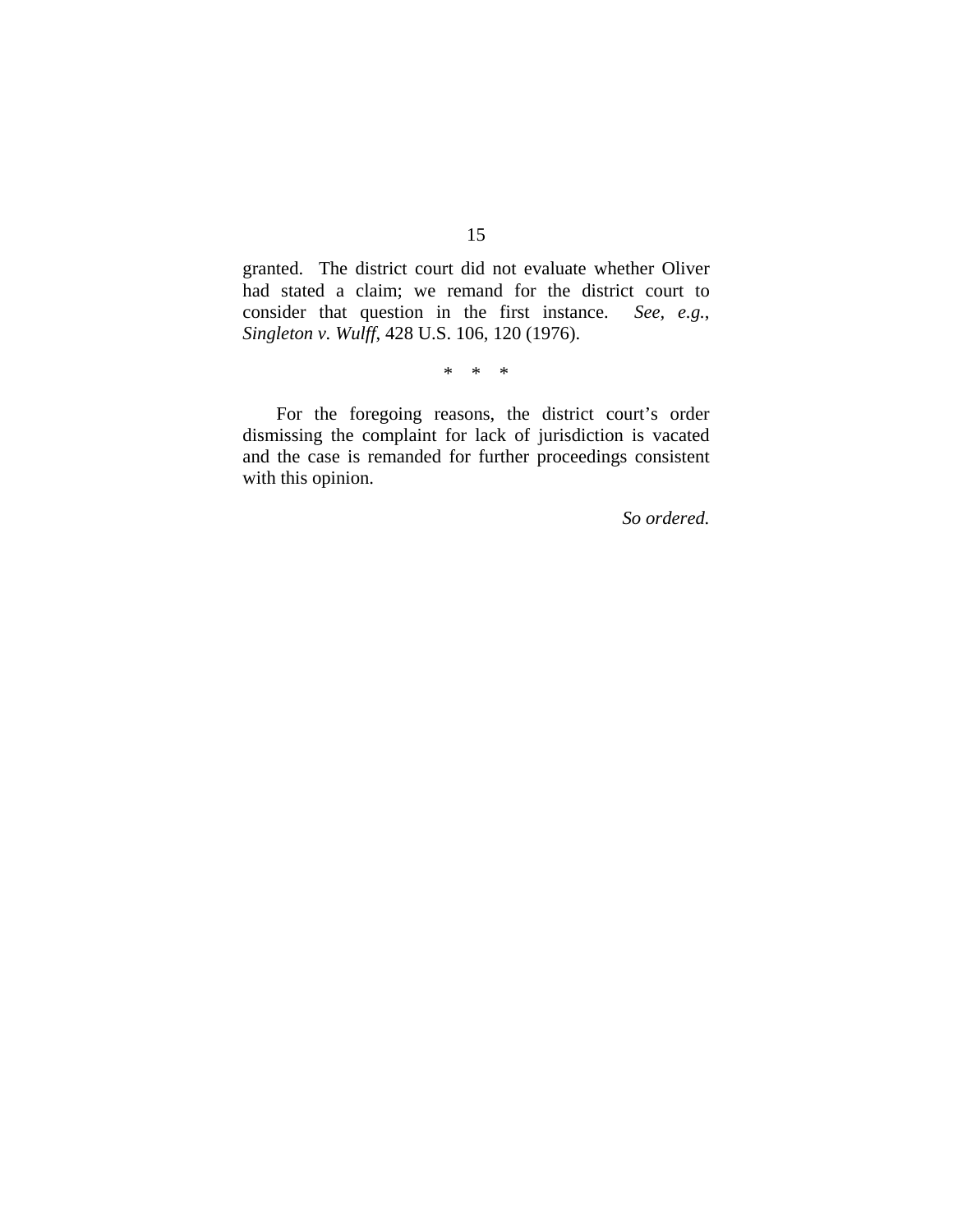granted. The district court did not evaluate whether Oliver had stated a claim; we remand for the district court to consider that question in the first instance. *See, e.g.*, *Singleton v. Wulff*, 428 U.S. 106, 120 (1976).

\* \* \*

For the foregoing reasons, the district court's order dismissing the complaint for lack of jurisdiction is vacated and the case is remanded for further proceedings consistent with this opinion.

*So ordered.*